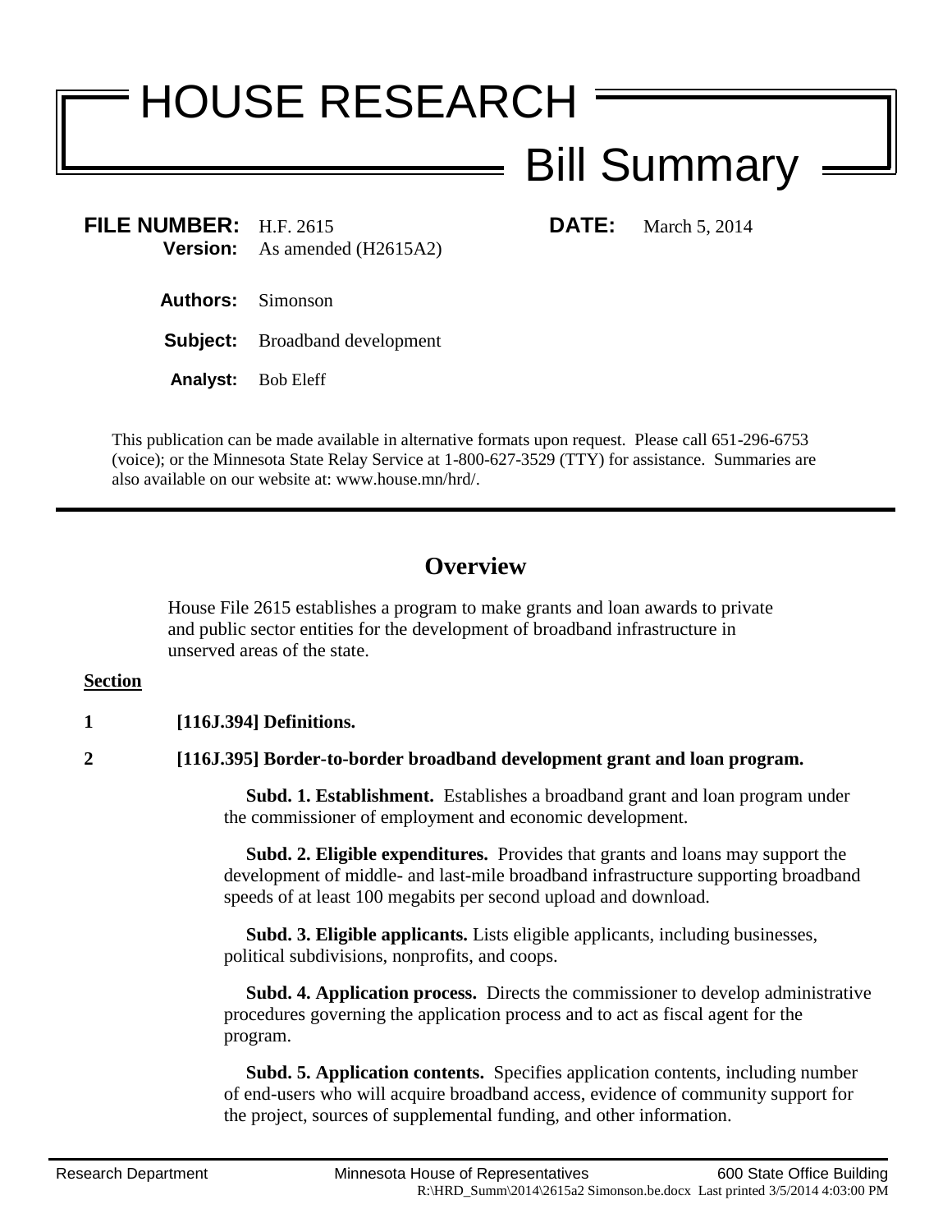# HOUSE RESEARCH

## Bill Summary

**FILE NUMBER:** H.F. 2615 **DATE:** March 5, 2014
**Version:** As amended (H2615A2)

**Authors:** Simonson

**Subject:** Broadband development

**Analyst:** Bob Eleff

This publication can be made available in alternative formats upon request. Please call 651-296-6753 (voice); or the Minnesota State Relay Service at 1-800-627-3529 (TTY) for assistance. Summaries are also available on our website at: www.house.mn/hrd/.

---

## Overview

House File 2615 establishes a program to make grants and loan awards to private and public sector entities for the development of broadband infrastructure in unserved areas of the state.

**Section**

**1** **[116J.394] Definitions.**

**2** **[116J.395] Border-to-border broadband development grant and loan program.**

**Subd. 1. Establishment.** Establishes a broadband grant and loan program under the commissioner of employment and economic development.

**Subd. 2. Eligible expenditures.** Provides that grants and loans may support the development of middle- and last-mile broadband infrastructure supporting broadband speeds of at least 100 megabits per second upload and download.

**Subd. 3. Eligible applicants.** Lists eligible applicants, including businesses, political subdivisions, nonprofits, and coops.

**Subd. 4. Application process.** Directs the commissioner to develop administrative procedures governing the application process and to act as fiscal agent for the program.

**Subd. 5. Application contents.** Specifies application contents, including number of end-users who will acquire broadband access, evidence of community support for the project, sources of supplemental funding, and other information.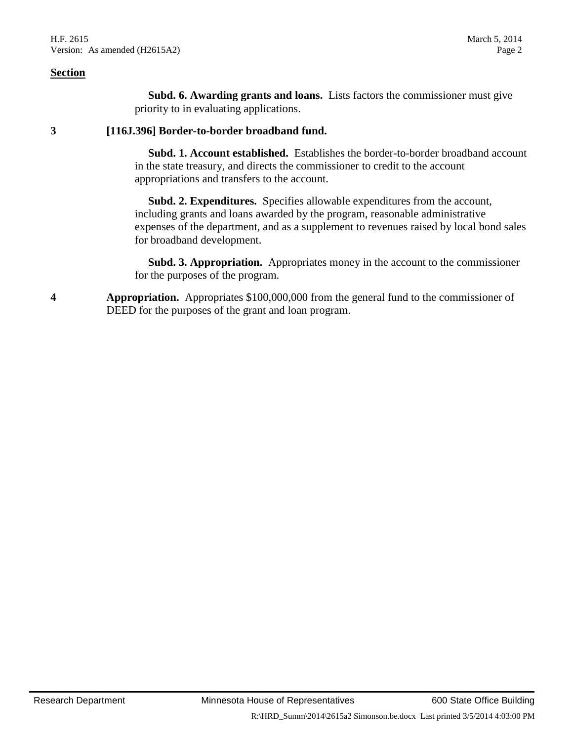**Section**

**Subd. 6. Awarding grants and loans.** Lists factors the commissioner must give priority to in evaluating applications.

**3** **[116J.396] Border-to-border broadband fund.**

**Subd. 1. Account established.** Establishes the border-to-border broadband account in the state treasury, and directs the commissioner to credit to the account appropriations and transfers to the account.

**Subd. 2. Expenditures.** Specifies allowable expenditures from the account, including grants and loans awarded by the program, reasonable administrative expenses of the department, and as a supplement to revenues raised by local bond sales for broadband development.

**Subd. 3. Appropriation.** Appropriates money in the account to the commissioner for the purposes of the program.

**4** **Appropriation.** Appropriates $100,000,000 from the general fund to the commissioner of DEED for the purposes of the grant and loan program.